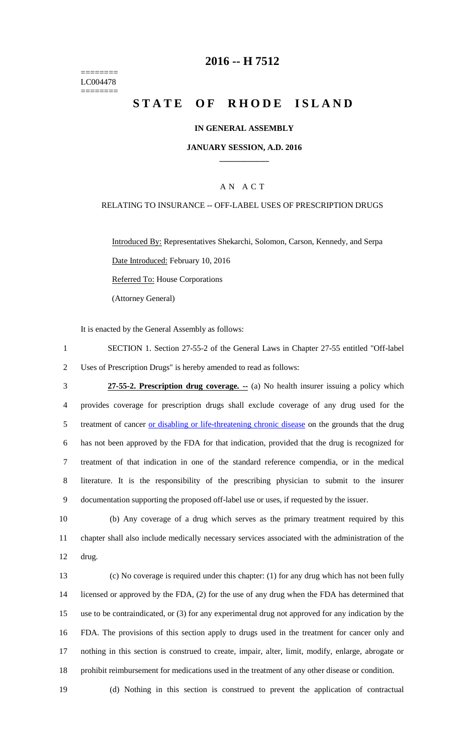========
LC004478
========

# 2016 -- H 7512

# STATE OF RHODE ISLAND

## IN GENERAL ASSEMBLY

## JANUARY SESSION, A.D. 2016

---

## A N A C T

### RELATING TO INSURANCE -- OFF-LABEL USES OF PRESCRIPTION DRUGS

Introduced By: Representatives Shekarchi, Solomon, Carson, Kennedy, and Serpa

Date Introduced: February 10, 2016

Referred To: House Corporations

(Attorney General)

It is enacted by the General Assembly as follows:

1 SECTION 1. Section 27-55-2 of the General Laws in Chapter 27-55 entitled "Off-label
2 Uses of Prescription Drugs" is hereby amended to read as follows:

3 **27-55-2. Prescription drug coverage. --** (a) No health insurer issuing a policy which
4 provides coverage for prescription drugs shall exclude coverage of any drug used for the
5 treatment of cancer or disabling or life-threatening chronic disease on the grounds that the drug
6 has not been approved by the FDA for that indication, provided that the drug is recognized for
7 treatment of that indication in one of the standard reference compendia, or in the medical
8 literature. It is the responsibility of the prescribing physician to submit to the insurer
9 documentation supporting the proposed off-label use or uses, if requested by the issuer.

10 (b) Any coverage of a drug which serves as the primary treatment required by this
11 chapter shall also include medically necessary services associated with the administration of the
12 drug.

13 (c) No coverage is required under this chapter: (1) for any drug which has not been fully
14 licensed or approved by the FDA, (2) for the use of any drug when the FDA has determined that
15 use to be contraindicated, or (3) for any experimental drug not approved for any indication by the
16 FDA. The provisions of this section apply to drugs used in the treatment for cancer only and
17 nothing in this section is construed to create, impair, alter, limit, modify, enlarge, abrogate or
18 prohibit reimbursement for medications used in the treatment of any other disease or condition.

19 (d) Nothing in this section is construed to prevent the application of contractual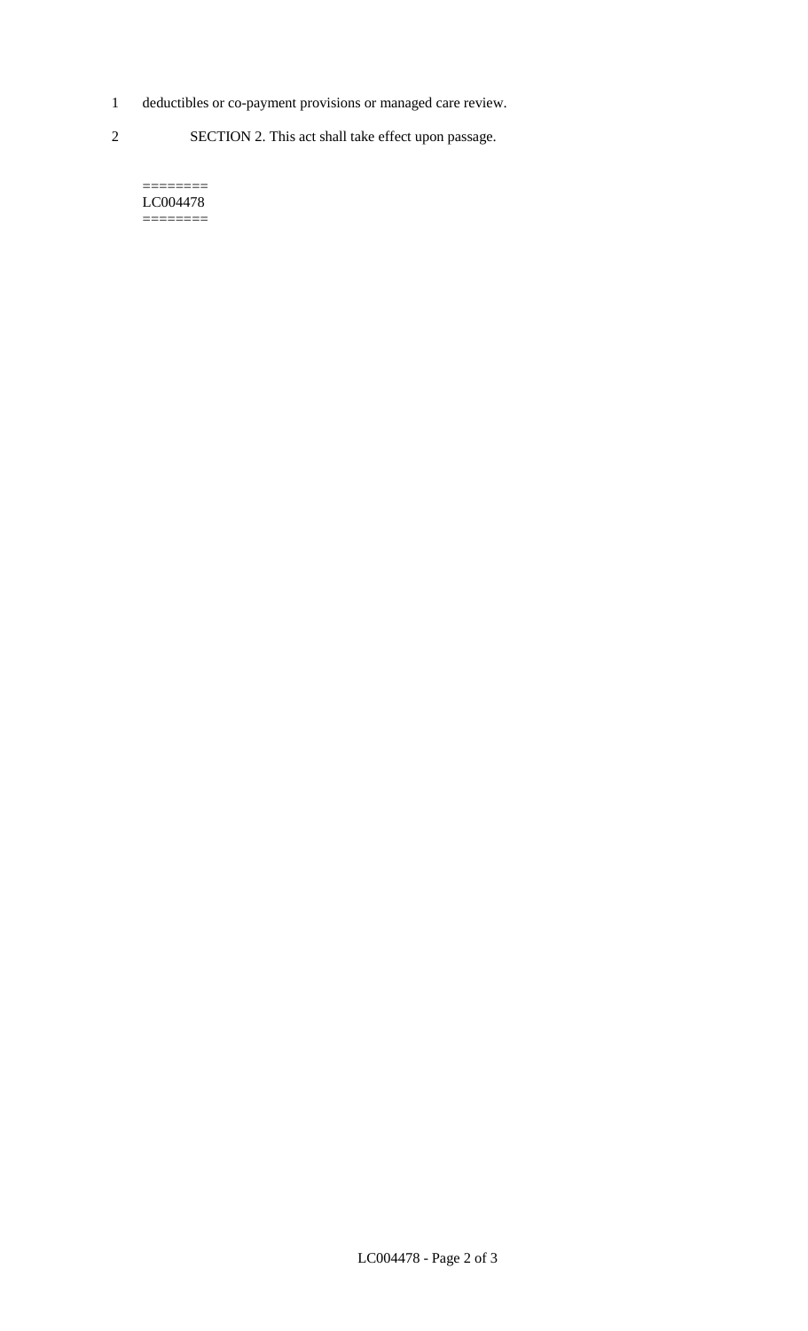1 deductibles or co-payment provisions or managed care review.

2 SECTION 2. This act shall take effect upon passage.

========
LC004478
========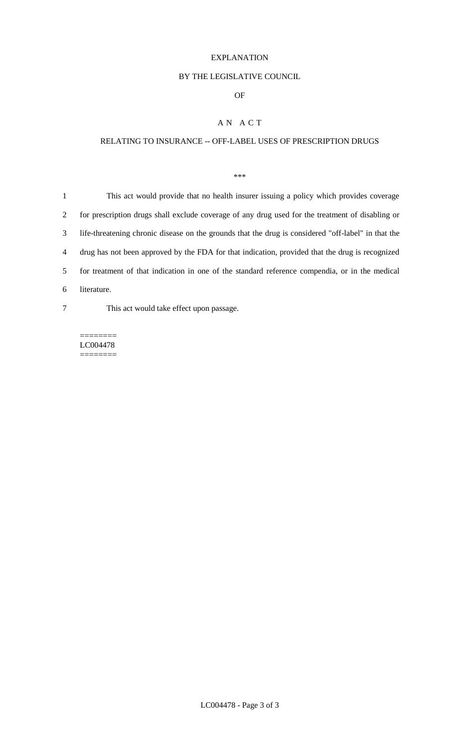EXPLANATION

BY THE LEGISLATIVE COUNCIL

OF

A N A C T

RELATING TO INSURANCE -- OFF-LABEL USES OF PRESCRIPTION DRUGS

\*\*\*

This act would provide that no health insurer issuing a policy which provides coverage for prescription drugs shall exclude coverage of any drug used for the treatment of disabling or life-threatening chronic disease on the grounds that the drug is considered "off-label" in that the drug has not been approved by the FDA for that indication, provided that the drug is recognized for treatment of that indication in one of the standard reference compendia, or in the medical literature.

This act would take effect upon passage.

========
LC004478
========